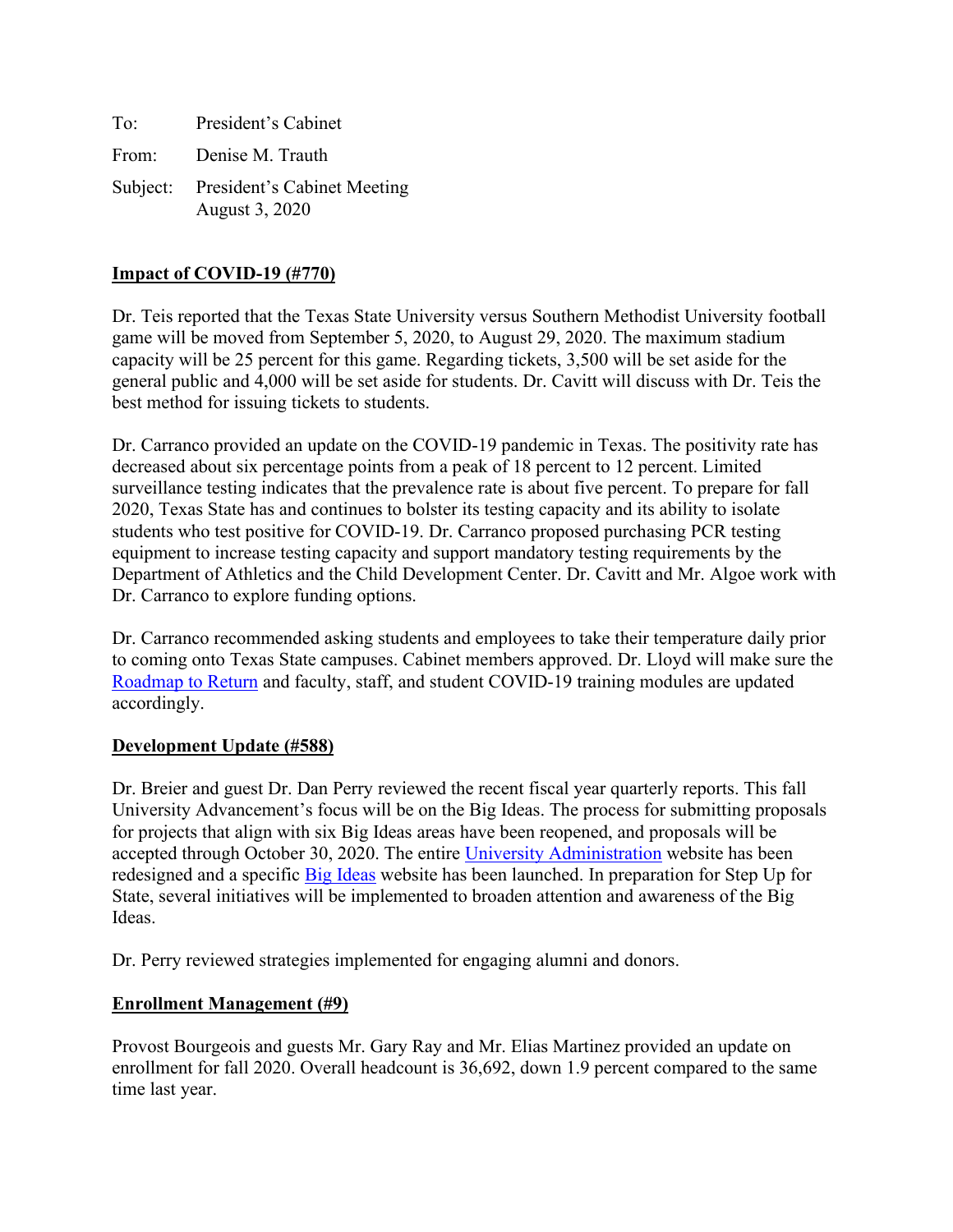To: President's Cabinet

From: Denise M. Trauth

Subject: President's Cabinet Meeting
August 3, 2020

**Impact of COVID-19 (#770)**

Dr. Teis reported that the Texas State University versus Southern Methodist University football game will be moved from September 5, 2020, to August 29, 2020. The maximum stadium capacity will be 25 percent for this game. Regarding tickets, 3,500 will be set aside for the general public and 4,000 will be set aside for students. Dr. Cavitt will discuss with Dr. Teis the best method for issuing tickets to students.

Dr. Carranco provided an update on the COVID-19 pandemic in Texas. The positivity rate has decreased about six percentage points from a peak of 18 percent to 12 percent. Limited surveillance testing indicates that the prevalence rate is about five percent. To prepare for fall 2020, Texas State has and continues to bolster its testing capacity and its ability to isolate students who test positive for COVID-19. Dr. Carranco proposed purchasing PCR testing equipment to increase testing capacity and support mandatory testing requirements by the Department of Athletics and the Child Development Center. Dr. Cavitt and Mr. Algoe work with Dr. Carranco to explore funding options.

Dr. Carranco recommended asking students and employees to take their temperature daily prior to coming onto Texas State campuses. Cabinet members approved. Dr. Lloyd will make sure the Roadmap to Return and faculty, staff, and student COVID-19 training modules are updated accordingly.

**Development Update (#588)**

Dr. Breier and guest Dr. Dan Perry reviewed the recent fiscal year quarterly reports. This fall University Advancement's focus will be on the Big Ideas. The process for submitting proposals for projects that align with six Big Ideas areas have been reopened, and proposals will be accepted through October 30, 2020. The entire University Administration website has been redesigned and a specific Big Ideas website has been launched. In preparation for Step Up for State, several initiatives will be implemented to broaden attention and awareness of the Big Ideas.

Dr. Perry reviewed strategies implemented for engaging alumni and donors.

**Enrollment Management (#9)**

Provost Bourgeois and guests Mr. Gary Ray and Mr. Elias Martinez provided an update on enrollment for fall 2020. Overall headcount is 36,692, down 1.9 percent compared to the same time last year.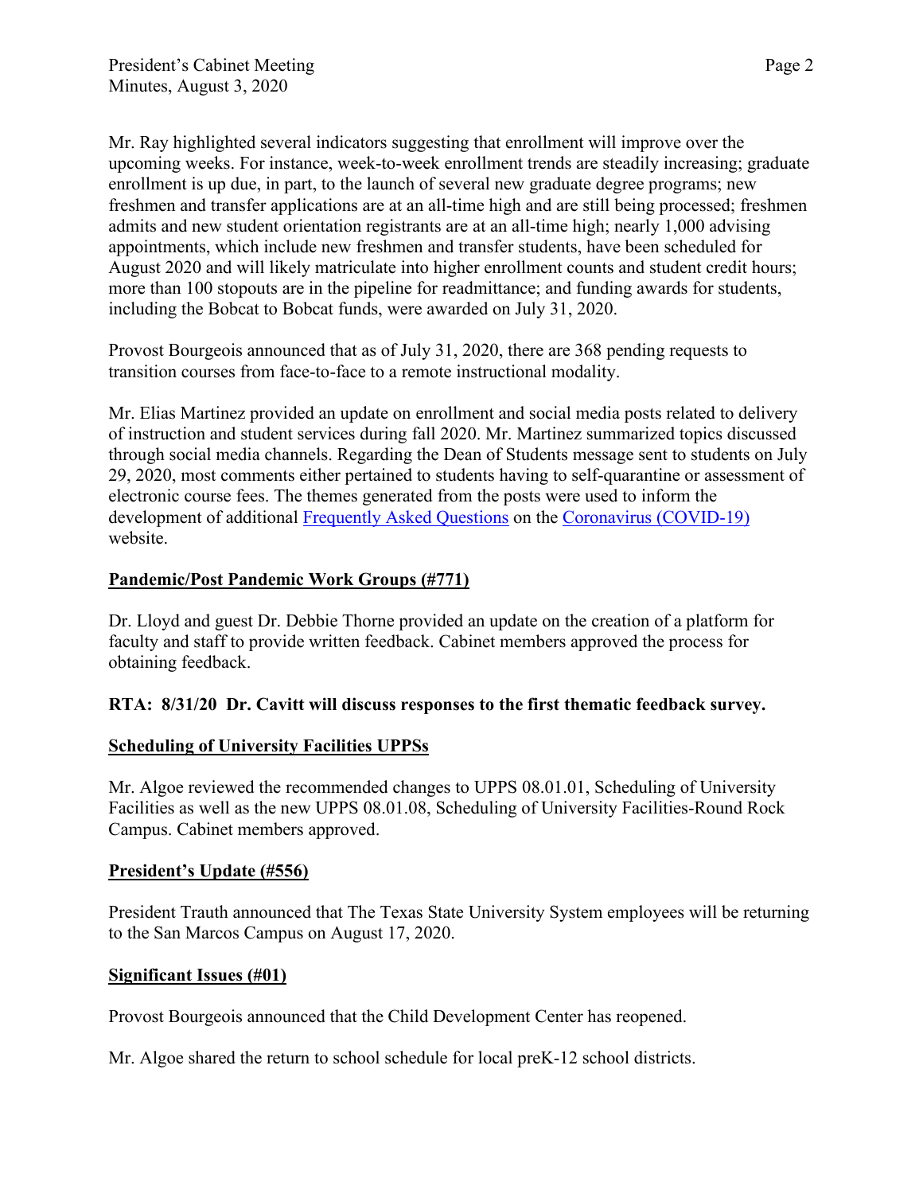Mr. Ray highlighted several indicators suggesting that enrollment will improve over the upcoming weeks. For instance, week-to-week enrollment trends are steadily increasing; graduate enrollment is up due, in part, to the launch of several new graduate degree programs; new freshmen and transfer applications are at an all-time high and are still being processed; freshmen admits and new student orientation registrants are at an all-time high; nearly 1,000 advising appointments, which include new freshmen and transfer students, have been scheduled for August 2020 and will likely matriculate into higher enrollment counts and student credit hours; more than 100 stopouts are in the pipeline for readmittance; and funding awards for students, including the Bobcat to Bobcat funds, were awarded on July 31, 2020.

Provost Bourgeois announced that as of July 31, 2020, there are 368 pending requests to transition courses from face-to-face to a remote instructional modality.

Mr. Elias Martinez provided an update on enrollment and social media posts related to delivery of instruction and student services during fall 2020. Mr. Martinez summarized topics discussed through social media channels. Regarding the Dean of Students message sent to students on July 29, 2020, most comments either pertained to students having to self-quarantine or assessment of electronic course fees. The themes generated from the posts were used to inform the development of additional Frequently Asked Questions on the Coronavirus (COVID-19) website.

**Pandemic/Post Pandemic Work Groups (#771)**

Dr. Lloyd and guest Dr. Debbie Thorne provided an update on the creation of a platform for faculty and staff to provide written feedback. Cabinet members approved the process for obtaining feedback.

**RTA: 8/31/20 Dr. Cavitt will discuss responses to the first thematic feedback survey.**

**Scheduling of University Facilities UPPSs**

Mr. Algoe reviewed the recommended changes to UPPS 08.01.01, Scheduling of University Facilities as well as the new UPPS 08.01.08, Scheduling of University Facilities-Round Rock Campus. Cabinet members approved.

**President's Update (#556)**

President Trauth announced that The Texas State University System employees will be returning to the San Marcos Campus on August 17, 2020.

**Significant Issues (#01)**

Provost Bourgeois announced that the Child Development Center has reopened.

Mr. Algoe shared the return to school schedule for local preK-12 school districts.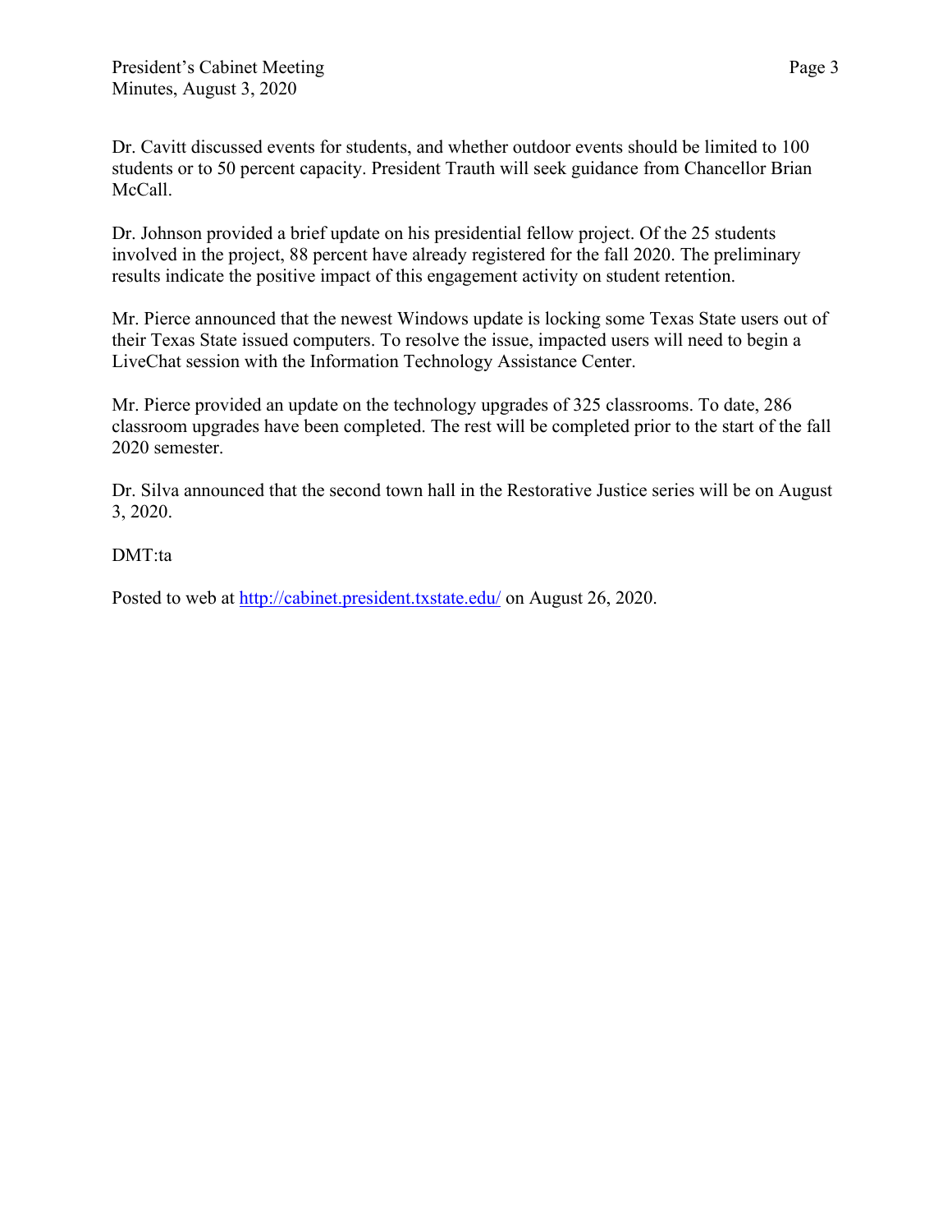Dr. Cavitt discussed events for students, and whether outdoor events should be limited to 100 students or to 50 percent capacity. President Trauth will seek guidance from Chancellor Brian McCall.

Dr. Johnson provided a brief update on his presidential fellow project. Of the 25 students involved in the project, 88 percent have already registered for the fall 2020. The preliminary results indicate the positive impact of this engagement activity on student retention.

Mr. Pierce announced that the newest Windows update is locking some Texas State users out of their Texas State issued computers. To resolve the issue, impacted users will need to begin a LiveChat session with the Information Technology Assistance Center.

Mr. Pierce provided an update on the technology upgrades of 325 classrooms. To date, 286 classroom upgrades have been completed. The rest will be completed prior to the start of the fall 2020 semester.

Dr. Silva announced that the second town hall in the Restorative Justice series will be on August 3, 2020.

DMT:ta

Posted to web at [http://cabinet.president.txstate.edu/](http://cabinet.president.txstate.edu/) on August 26, 2020.